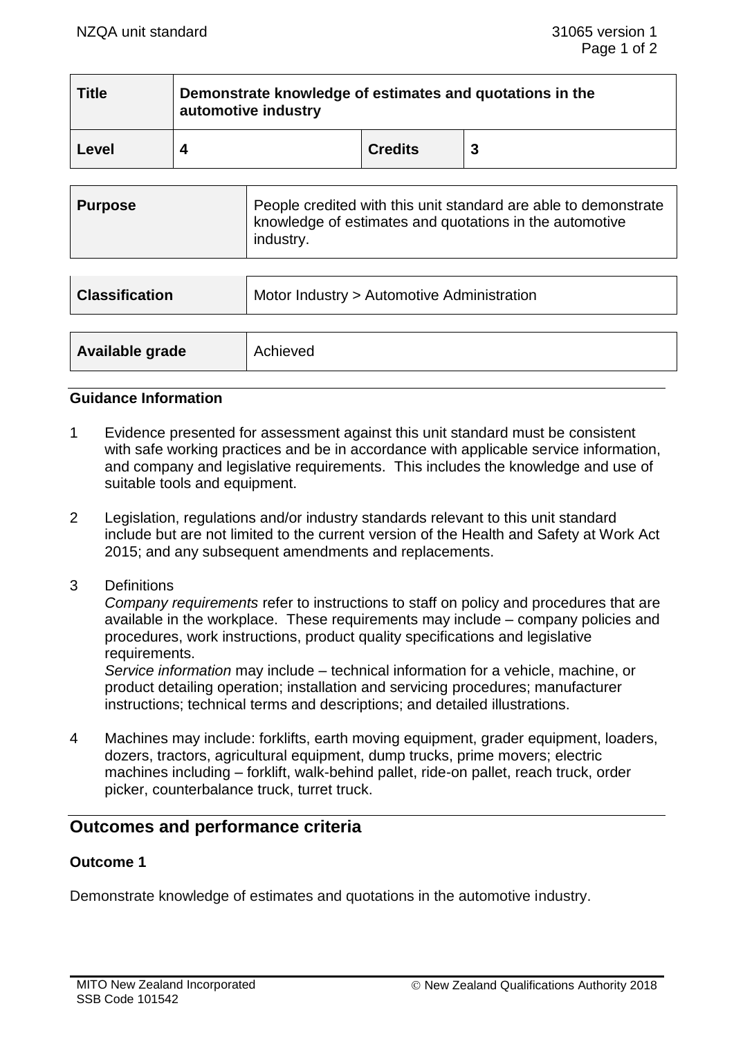| Title | Demonstrate knowledge of estimates and quotations in the automotive industry | | |
|---|---|---|---|
| Level | 4 | Credits | 3 |

| Purpose | People credited with this unit standard are able to demonstrate knowledge of estimates and quotations in the automotive industry. |
|---|---|

| Classification | Motor Industry > Automotive Administration |
|---|---|

| Available grade | Achieved |
|---|---|

### Guidance Information

1 Evidence presented for assessment against this unit standard must be consistent with safe working practices and be in accordance with applicable service information, and company and legislative requirements. This includes the knowledge and use of suitable tools and equipment.

2 Legislation, regulations and/or industry standards relevant to this unit standard include but are not limited to the current version of the Health and Safety at Work Act 2015; and any subsequent amendments and replacements.

3 Definitions
*Company requirements* refer to instructions to staff on policy and procedures that are available in the workplace. These requirements may include – company policies and procedures, work instructions, product quality specifications and legislative requirements.
*Service information* may include – technical information for a vehicle, machine, or product detailing operation; installation and servicing procedures; manufacturer instructions; technical terms and descriptions; and detailed illustrations.

4 Machines may include: forklifts, earth moving equipment, grader equipment, loaders, dozers, tractors, agricultural equipment, dump trucks, prime movers; electric machines including – forklift, walk-behind pallet, ride-on pallet, reach truck, order picker, counterbalance truck, turret truck.

## Outcomes and performance criteria

### Outcome 1

Demonstrate knowledge of estimates and quotations in the automotive industry.

MITO New Zealand Incorporated
SSB Code 101542

© New Zealand Qualifications Authority 2018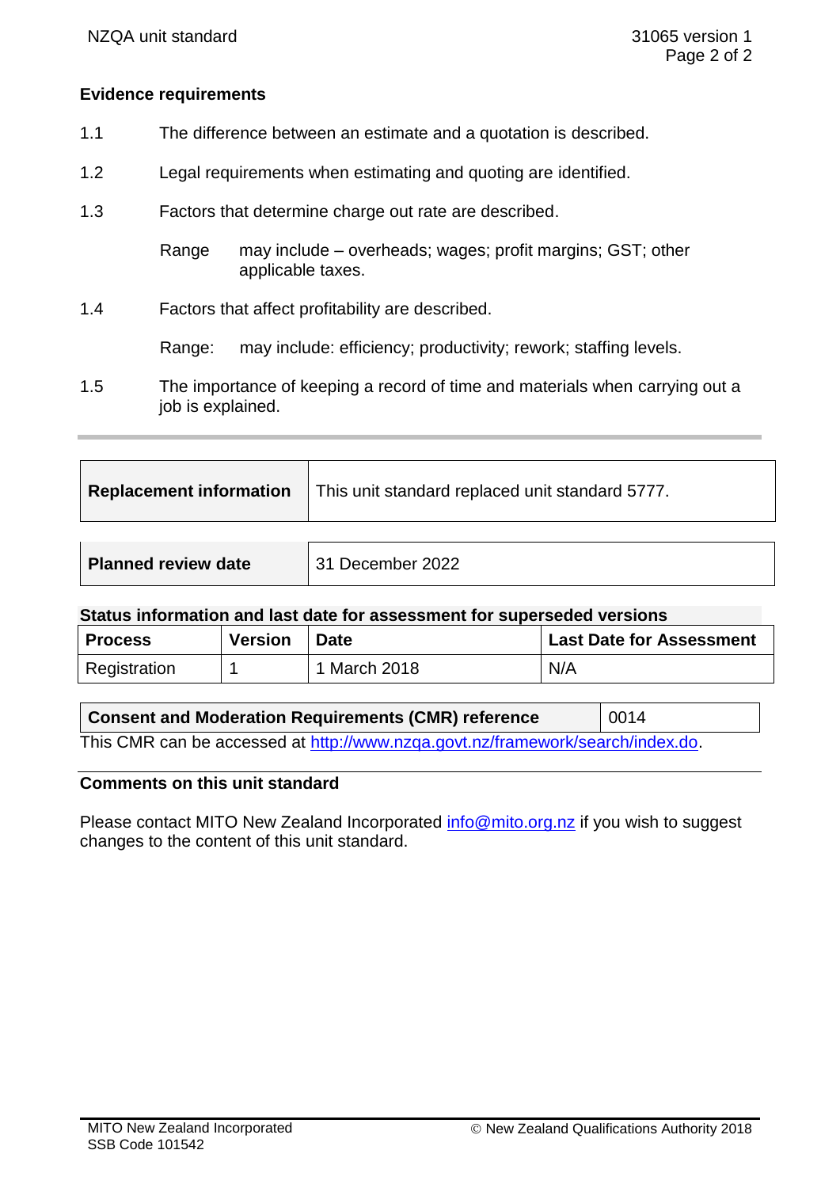## Evidence requirements

1.1 The difference between an estimate and a quotation is described.

1.2 Legal requirements when estimating and quoting are identified.

1.3 Factors that determine charge out rate are described.

Range may include – overheads; wages; profit margins; GST; other applicable taxes.

1.4 Factors that affect profitability are described.

Range: may include: efficiency; productivity; rework; staffing levels.

1.5 The importance of keeping a record of time and materials when carrying out a job is explained.

| | |
|---|---|
| **Replacement information** | This unit standard replaced unit standard 5777. |

| | |
|---|---|
| **Planned review date** | 31 December 2022 |

**Status information and last date for assessment for superseded versions**

| Process | Version | Date | Last Date for Assessment |
|---|---|---|---|
| Registration | 1 | 1 March 2018 | N/A |

| | |
|---|---|
| **Consent and Moderation Requirements (CMR) reference** | 0014 |

This CMR can be accessed at http://www.nzqa.govt.nz/framework/search/index.do.

**Comments on this unit standard**

Please contact MITO New Zealand Incorporated info@mito.org.nz if you wish to suggest changes to the content of this unit standard.